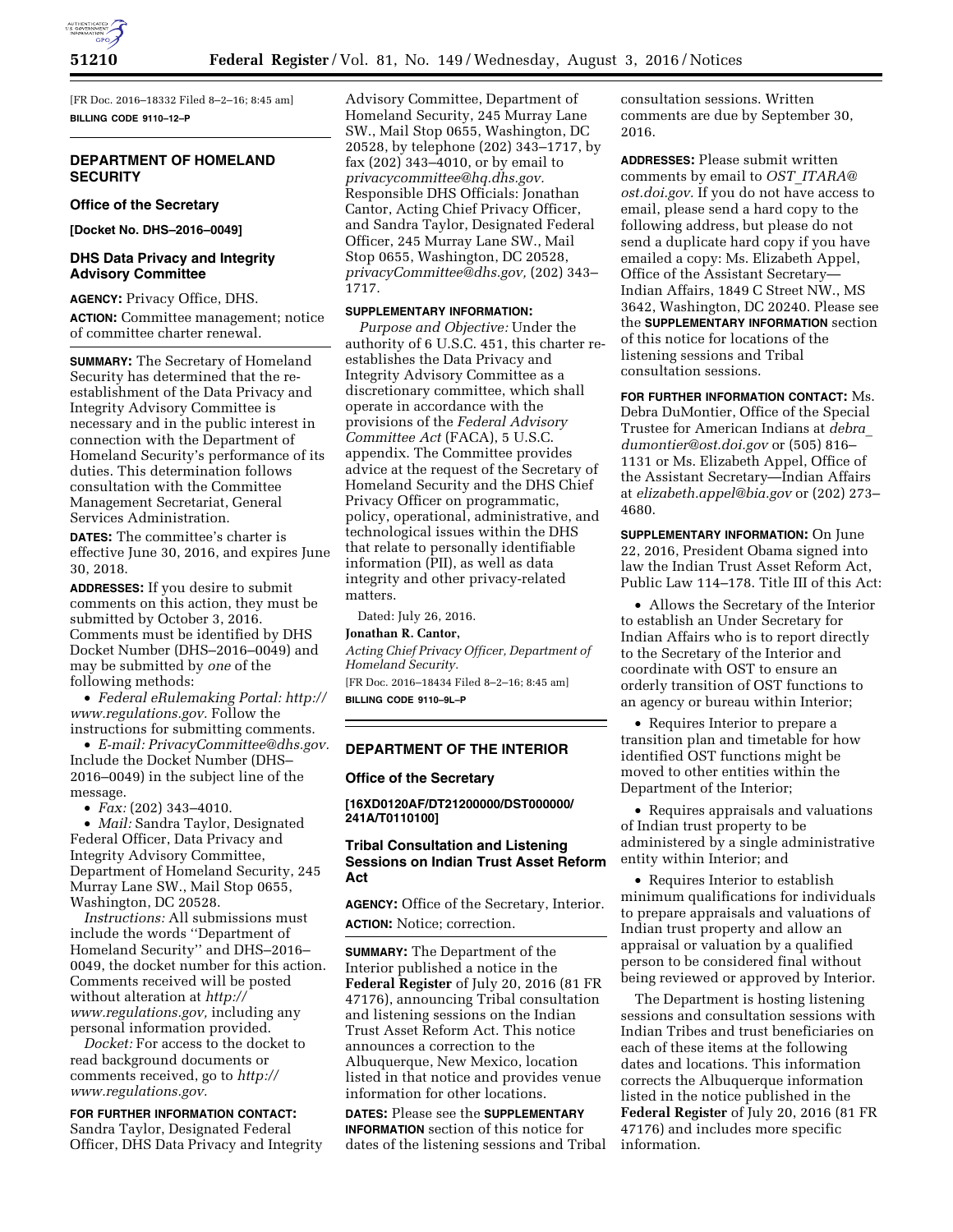[FR Doc. 2016–18332 Filed 8–2–16; 8:45 am]

**BILLING CODE 9110–12–P**

## DEPARTMENT OF HOMELAND SECURITY

### Office of the Secretary

**[Docket No. DHS–2016–0049]**

### DHS Data Privacy and Integrity Advisory Committee

**AGENCY:** Privacy Office, DHS.

**ACTION:** Committee management; notice of committee charter renewal.

**SUMMARY:** The Secretary of Homeland Security has determined that the re-establishment of the Data Privacy and Integrity Advisory Committee is necessary and in the public interest in connection with the Department of Homeland Security's performance of its duties. This determination follows consultation with the Committee Management Secretariat, General Services Administration.

**DATES:** The committee's charter is effective June 30, 2016, and expires June 30, 2018.

**ADDRESSES:** If you desire to submit comments on this action, they must be submitted by October 3, 2016. Comments must be identified by DHS Docket Number (DHS–2016–0049) and may be submitted by *one* of the following methods:

- *Federal eRulemaking Portal: http://www.regulations.gov.* Follow the instructions for submitting comments.
- *E-mail: PrivacyCommittee@dhs.gov.* Include the Docket Number (DHS–2016–0049) in the subject line of the message.
- *Fax:* (202) 343–4010.
- *Mail:* Sandra Taylor, Designated Federal Officer, Data Privacy and Integrity Advisory Committee, Department of Homeland Security, 245 Murray Lane SW., Mail Stop 0655, Washington, DC 20528.

*Instructions:* All submissions must include the words ''Department of Homeland Security'' and DHS–2016–0049, the docket number for this action. Comments received will be posted without alteration at *http://www.regulations.gov,* including any personal information provided.

*Docket:* For access to the docket to read background documents or comments received, go to *http://www.regulations.gov.*

**FOR FURTHER INFORMATION CONTACT:** Sandra Taylor, Designated Federal Officer, DHS Data Privacy and Integrity Advisory Committee, Department of Homeland Security, 245 Murray Lane SW., Mail Stop 0655, Washington, DC 20528, by telephone (202) 343–1717, by fax (202) 343–4010, or by email to *privacycommittee@hq.dhs.gov.* Responsible DHS Officials: Jonathan Cantor, Acting Chief Privacy Officer, and Sandra Taylor, Designated Federal Officer, 245 Murray Lane SW., Mail Stop 0655, Washington, DC 20528, *privacyCommittee@dhs.gov,* (202) 343–1717.

**SUPPLEMENTARY INFORMATION:**

*Purpose and Objective:* Under the authority of 6 U.S.C. 451, this charter re-establishes the Data Privacy and Integrity Advisory Committee as a discretionary committee, which shall operate in accordance with the provisions of the *Federal Advisory Committee Act* (FACA), 5 U.S.C. appendix. The Committee provides advice at the request of the Secretary of Homeland Security and the DHS Chief Privacy Officer on programmatic, policy, operational, administrative, and technological issues within the DHS that relate to personally identifiable information (PII), as well as data integrity and other privacy-related matters.

Dated: July 26, 2016.

**Jonathan R. Cantor,**

*Acting Chief Privacy Officer, Department of Homeland Security.*

[FR Doc. 2016–18434 Filed 8–2–16; 8:45 am]

**BILLING CODE 9110–9L–P**

## DEPARTMENT OF THE INTERIOR

### Office of the Secretary

**[16XD0120AF/DT21200000/DST000000/241A/T0110100]**

### Tribal Consultation and Listening Sessions on Indian Trust Asset Reform Act

**AGENCY:** Office of the Secretary, Interior.

**ACTION:** Notice; correction.

**SUMMARY:** The Department of the Interior published a notice in the **Federal Register** of July 20, 2016 (81 FR 47176), announcing Tribal consultation and listening sessions on the Indian Trust Asset Reform Act. This notice announces a correction to the Albuquerque, New Mexico, location listed in that notice and provides venue information for other locations.

**DATES:** Please see the **SUPPLEMENTARY INFORMATION** section of this notice for dates of the listening sessions and Tribal consultation sessions. Written comments are due by September 30, 2016.

**ADDRESSES:** Please submit written comments by email to *OST_ITARA@ost.doi.gov.* If you do not have access to email, please send a hard copy to the following address, but please do not send a duplicate hard copy if you have emailed a copy: Ms. Elizabeth Appel, Office of the Assistant Secretary—Indian Affairs, 1849 C Street NW., MS 3642, Washington, DC 20240. Please see the **SUPPLEMENTARY INFORMATION** section of this notice for locations of the listening sessions and Tribal consultation sessions.

**FOR FURTHER INFORMATION CONTACT:** Ms. Debra DuMontier, Office of the Special Trustee for American Indians at *debra_dumontier@ost.doi.gov* or (505) 816–1131 or Ms. Elizabeth Appel, Office of the Assistant Secretary—Indian Affairs at *elizabeth.appel@bia.gov* or (202) 273–4680.

**SUPPLEMENTARY INFORMATION:** On June 22, 2016, President Obama signed into law the Indian Trust Asset Reform Act, Public Law 114–178. Title III of this Act:

- Allows the Secretary of the Interior to establish an Under Secretary for Indian Affairs who is to report directly to the Secretary of the Interior and coordinate with OST to ensure an orderly transition of OST functions to an agency or bureau within Interior;
- Requires Interior to prepare a transition plan and timetable for how identified OST functions might be moved to other entities within the Department of the Interior;
- Requires appraisals and valuations of Indian trust property to be administered by a single administrative entity within Interior; and
- Requires Interior to establish minimum qualifications for individuals to prepare appraisals and valuations of Indian trust property and allow an appraisal or valuation by a qualified person to be considered final without being reviewed or approved by Interior.

The Department is hosting listening sessions and consultation sessions with Indian Tribes and trust beneficiaries on each of these items at the following dates and locations. This information corrects the Albuquerque information listed in the notice published in the **Federal Register** of July 20, 2016 (81 FR 47176) and includes more specific information.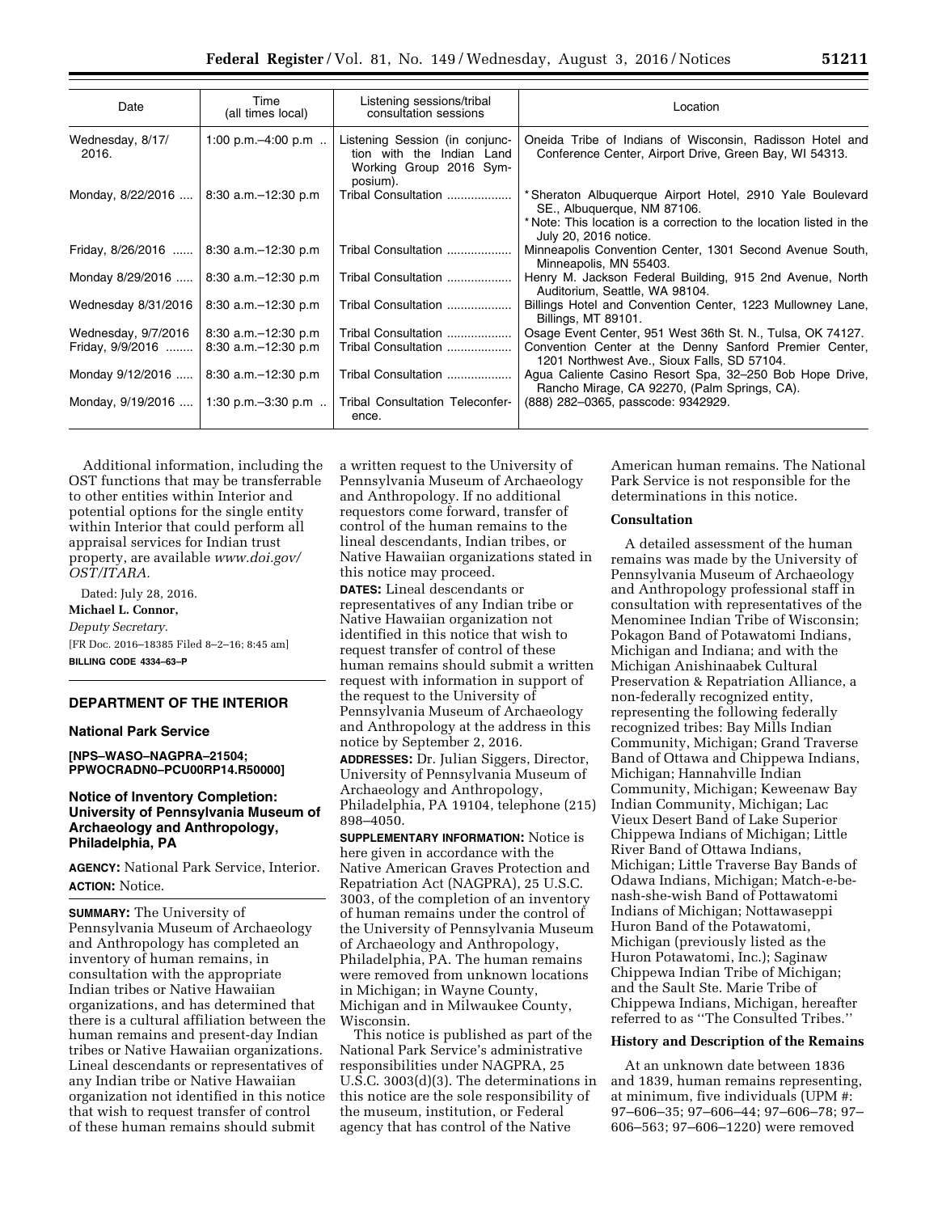| Date | Time (all times local) | Listening sessions/tribal consultation sessions | Location |
|---|---|---|---|
| Wednesday, 8/17/2016. | 1:00 p.m.–4:00 p.m .. | Listening Session (in conjunction with the Indian Land Working Group 2016 Symposium). | Oneida Tribe of Indians of Wisconsin, Radisson Hotel and Conference Center, Airport Drive, Green Bay, WI 54313. |
| Monday, 8/22/2016 .... | 8:30 a.m.–12:30 p.m | Tribal Consultation ................... | *Sheraton Albuquerque Airport Hotel, 2910 Yale Boulevard SE., Albuquerque, NM 87106. *Note: This location is a correction to the location listed in the July 20, 2016 notice. |
| Friday, 8/26/2016 ...... | 8:30 a.m.–12:30 p.m | Tribal Consultation ................... | Minneapolis Convention Center, 1301 Second Avenue South, Minneapolis, MN 55403. |
| Monday 8/29/2016 ..... | 8:30 a.m.–12:30 p.m | Tribal Consultation ................... | Henry M. Jackson Federal Building, 915 2nd Avenue, North Auditorium, Seattle, WA 98104. |
| Wednesday 8/31/2016 | 8:30 a.m.–12:30 p.m | Tribal Consultation ................... | Billings Hotel and Convention Center, 1223 Mullowney Lane, Billings, MT 89101. |
| Wednesday, 9/7/2016 | 8:30 a.m.–12:30 p.m | Tribal Consultation ................... | Osage Event Center, 951 West 36th St. N., Tulsa, OK 74127. |
| Friday, 9/9/2016 ........ | 8:30 a.m.–12:30 p.m | Tribal Consultation ................... | Convention Center at the Denny Sanford Premier Center, 1201 Northwest Ave., Sioux Falls, SD 57104. |
| Monday 9/12/2016 ..... | 8:30 a.m.–12:30 p.m | Tribal Consultation ................... | Agua Caliente Casino Resort Spa, 32–250 Bob Hope Drive, Rancho Mirage, CA 92270, (Palm Springs, CA). |
| Monday, 9/19/2016 .... | 1:30 p.m.–3:30 p.m .. | Tribal Consultation Teleconference. | (888) 282–0365, passcode: 9342929. |

Additional information, including the OST functions that may be transferrable to other entities within Interior and potential options for the single entity within Interior that could perform all appraisal services for Indian trust property, are available *www.doi.gov/OST/ITARA.*

Dated: July 28, 2016.

**Michael L. Connor,**

*Deputy Secretary.*

[FR Doc. 2016–18385 Filed 8–2–16; 8:45 am]

**BILLING CODE 4334–63–P**

## DEPARTMENT OF THE INTERIOR

### National Park Service

**[NPS–WASO–NAGPRA–21504; PPWOCRADN0–PCU00RP14.R50000]**

### Notice of Inventory Completion: University of Pennsylvania Museum of Archaeology and Anthropology, Philadelphia, PA

**AGENCY:** National Park Service, Interior.

**ACTION:** Notice.

**SUMMARY:** The University of Pennsylvania Museum of Archaeology and Anthropology has completed an inventory of human remains, in consultation with the appropriate Indian tribes or Native Hawaiian organizations, and has determined that there is a cultural affiliation between the human remains and present-day Indian tribes or Native Hawaiian organizations. Lineal descendants or representatives of any Indian tribe or Native Hawaiian organization not identified in this notice that wish to request transfer of control of these human remains should submit a written request to the University of Pennsylvania Museum of Archaeology and Anthropology. If no additional requestors come forward, transfer of control of the human remains to the lineal descendants, Indian tribes, or Native Hawaiian organizations stated in this notice may proceed.

**DATES:** Lineal descendants or representatives of any Indian tribe or Native Hawaiian organization not identified in this notice that wish to request transfer of control of these human remains should submit a written request with information in support of the request to the University of Pennsylvania Museum of Archaeology and Anthropology at the address in this notice by September 2, 2016.

**ADDRESSES:** Dr. Julian Siggers, Director, University of Pennsylvania Museum of Archaeology and Anthropology, Philadelphia, PA 19104, telephone (215) 898–4050.

**SUPPLEMENTARY INFORMATION:** Notice is here given in accordance with the Native American Graves Protection and Repatriation Act (NAGPRA), 25 U.S.C. 3003, of the completion of an inventory of human remains under the control of the University of Pennsylvania Museum of Archaeology and Anthropology, Philadelphia, PA. The human remains were removed from unknown locations in Michigan; in Wayne County, Michigan and in Milwaukee County, Wisconsin.

This notice is published as part of the National Park Service's administrative responsibilities under NAGPRA, 25 U.S.C. 3003(d)(3). The determinations in this notice are the sole responsibility of the museum, institution, or Federal agency that has control of the Native American human remains. The National Park Service is not responsible for the determinations in this notice.

#### Consultation

A detailed assessment of the human remains was made by the University of Pennsylvania Museum of Archaeology and Anthropology professional staff in consultation with representatives of the Menominee Indian Tribe of Wisconsin; Pokagon Band of Potawatomi Indians, Michigan and Indiana; and with the Michigan Anishinaabek Cultural Preservation & Repatriation Alliance, a non-federally recognized entity, representing the following federally recognized tribes: Bay Mills Indian Community, Michigan; Grand Traverse Band of Ottawa and Chippewa Indians, Michigan; Hannahville Indian Community, Michigan; Keweenaw Bay Indian Community, Michigan; Lac Vieux Desert Band of Lake Superior Chippewa Indians of Michigan; Little River Band of Ottawa Indians, Michigan; Little Traverse Bay Bands of Odawa Indians, Michigan; Match-e-be-nash-she-wish Band of Pottawatomi Indians of Michigan; Nottawaseppi Huron Band of the Potawatomi, Michigan (previously listed as the Huron Potawatomi, Inc.); Saginaw Chippewa Indian Tribe of Michigan; and the Sault Ste. Marie Tribe of Chippewa Indians, Michigan, hereafter referred to as ''The Consulted Tribes.''

#### History and Description of the Remains

At an unknown date between 1836 and 1839, human remains representing, at minimum, five individuals (UPM #: 97–606–35; 97–606–44; 97–606–78; 97–606–563; 97–606–1220) were removed